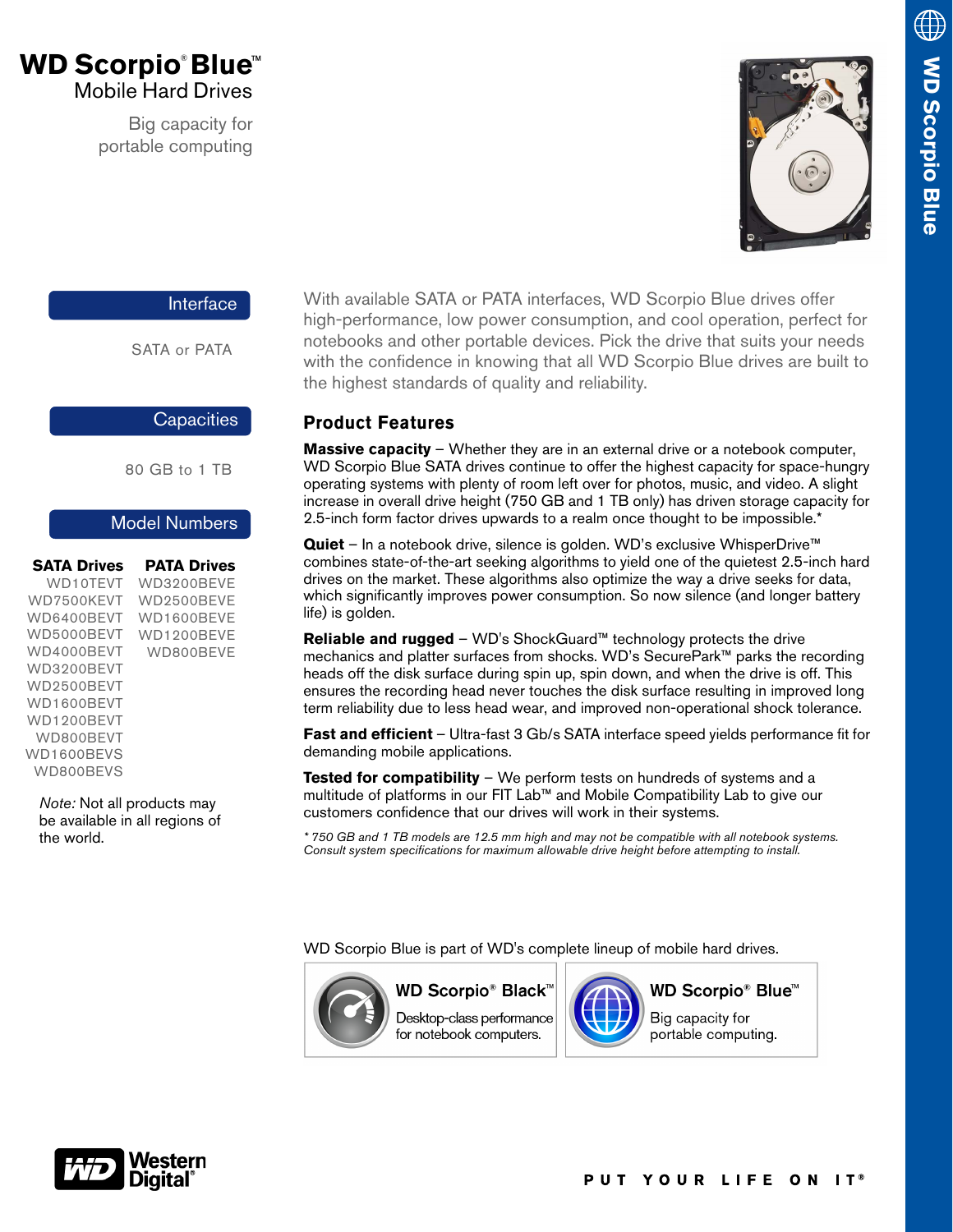# WD Scorpio® Blue™

## Mobile Hard Drives

Big capacity for portable computing

### Interface

SATA or PATA

### Capacities

80 GB to 1 TB

### Model Numbers

| SATA Drives | PATA Drives |
|---|---|
| WD10TEVT | WD3200BEVE |
| WD7500KEVT | WD2500BEVE |
| WD6400BEVT | WD1600BEVE |
| WD5000BEVT | WD1200BEVE |
| WD4000BEVT | WD800BEVE |
| WD3200BEVT | |
| WD2500BEVT | |
| WD1600BEVT | |
| WD1200BEVT | |
| WD800BEVT | |
| WD1600BEVS | |
| WD800BEVS | |

*Note:* Not all products may be available in all regions of the world.

With available SATA or PATA interfaces, WD Scorpio Blue drives offer high-performance, low power consumption, and cool operation, perfect for notebooks and other portable devices. Pick the drive that suits your needs with the confidence in knowing that all WD Scorpio Blue drives are built to the highest standards of quality and reliability.

## Product Features

**Massive capacity** – Whether they are in an external drive or a notebook computer, WD Scorpio Blue SATA drives continue to offer the highest capacity for space-hungry operating systems with plenty of room left over for photos, music, and video. A slight increase in overall drive height (750 GB and 1 TB only) has driven storage capacity for 2.5-inch form factor drives upwards to a realm once thought to be impossible.*

**Quiet** – In a notebook drive, silence is golden. WD's exclusive WhisperDrive™ combines state-of-the-art seeking algorithms to yield one of the quietest 2.5-inch hard drives on the market. These algorithms also optimize the way a drive seeks for data, which significantly improves power consumption. So now silence (and longer battery life) is golden.

**Reliable and rugged** – WD's ShockGuard™ technology protects the drive mechanics and platter surfaces from shocks. WD's SecurePark™ parks the recording heads off the disk surface during spin up, spin down, and when the drive is off. This ensures the recording head never touches the disk surface resulting in improved long term reliability due to less head wear, and improved non-operational shock tolerance.

**Fast and efficient** – Ultra-fast 3 Gb/s SATA interface speed yields performance fit for demanding mobile applications.

**Tested for compatibility** – We perform tests on hundreds of systems and a multitude of platforms in our FIT Lab™ and Mobile Compatibility Lab to give our customers confidence that our drives will work in their systems.

*\* 750 GB and 1 TB models are 12.5 mm high and may not be compatible with all notebook systems. Consult system specifications for maximum allowable drive height before attempting to install.*

WD Scorpio Blue is part of WD's complete lineup of mobile hard drives.

**WD Scorpio® Black™**
Desktop-class performance for notebook computers.

**WD Scorpio® Blue™**
Big capacity for portable computing.

Western Digital®

PUT YOUR LIFE ON IT®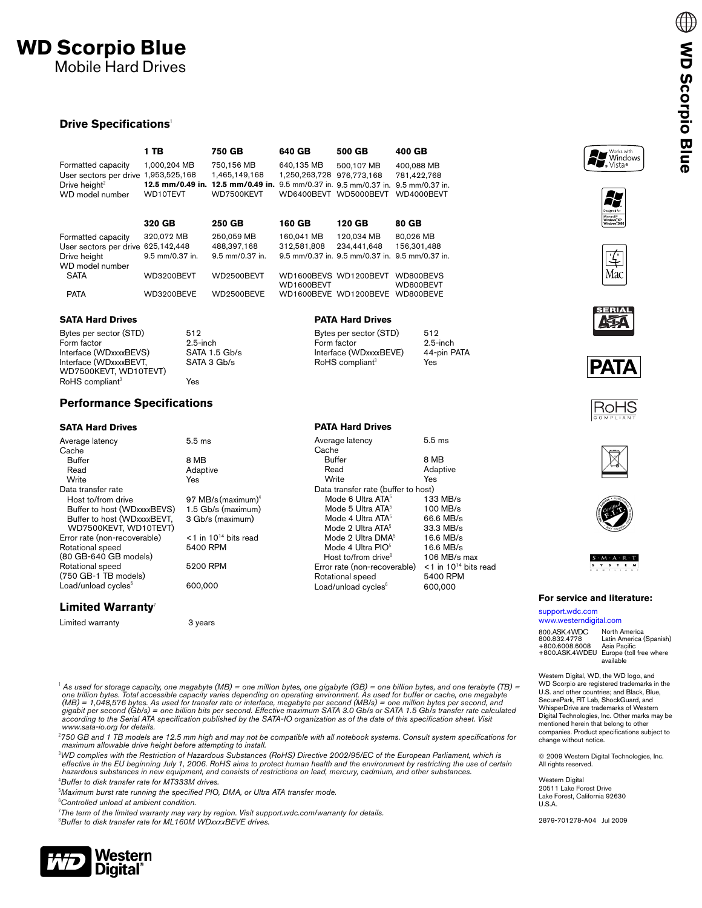# WD Scorpio Blue

Mobile Hard Drives

## Drive Specifications[1]

| | 1 TB | 750 GB | 640 GB | 500 GB | 400 GB |
|---|---|---|---|---|---|
| Formatted capacity | 1,000,204 MB | 750,156 MB | 640,135 MB | 500,107 MB | 400,088 MB |
| User sectors per drive | 1,953,525,168 | 1,465,149,168 | 1,250,263,728 | 976,773,168 | 781,422,768 |
| Drive height[2] | **12.5 mm/0.49 in.** | **12.5 mm/0.49 in.** | 9.5 mm/0.37 in. | 9.5 mm/0.37 in. | 9.5 mm/0.37 in. |
| WD model number | WD10TEVT | WD7500KEVT | WD6400BEVT | WD5000BEVT | WD4000BEVT |

| | 320 GB | 250 GB | 160 GB | 120 GB | 80 GB |
|---|---|---|---|---|---|
| Formatted capacity | 320,072 MB | 250,059 MB | 160,041 MB | 120,034 MB | 80,026 MB |
| User sectors per drive | 625,142,448 | 488,397,168 | 312,581,808 | 234,441,648 | 156,301,488 |
| Drive height | 9.5 mm/0.37 in. | 9.5 mm/0.37 in. | 9.5 mm/0.37 in. | 9.5 mm/0.37 in. | 9.5 mm/0.37 in. |
| WD model number | | | | | |
| SATA | WD3200BEVT | WD2500BEVT | WD1600BEVS WD1600BEVT | WD1200BEVT | WD800BEVS WD800BEVT |
| PATA | WD3200BEVE | WD2500BEVE | WD1600BEVE | WD1200BEVE | WD800BEVE |

### SATA Hard Drives

| | |
|---|---|
| Bytes per sector (STD) | 512 |
| Form factor | 2.5-inch |
| Interface (WDxxxxBEVS) | SATA 1.5 Gb/s |
| Interface (WDxxxxBEVT, WD7500KEVT, WD10TEVT) | SATA 3 Gb/s |
| RoHS compliant[3] | Yes |

### PATA Hard Drives

| | |
|---|---|
| Bytes per sector (STD) | 512 |
| Form factor | 2.5-inch |
| Interface (WDxxxxBEVE) | 44-pin PATA |
| RoHS compliant[3] | Yes |

## Performance Specifications

### SATA Hard Drives

| | |
|---|---|
| Average latency | 5.5 ms |
| Cache | |
| Buffer | 8 MB |
| Read | Adaptive |
| Write | Yes |
| Data transfer rate | |
| Host to/from drive | 97 MB/s (maximum)[4] |
| Buffer to host (WDxxxxBEVS) | 1.5 Gb/s (maximum) |
| Buffer to host (WDxxxxBEVT, WD7500KEVT, WD10TEVT) | 3 Gb/s (maximum) |
| Error rate (non-recoverable) | <1 in $10^{14}$ bits read |
| Rotational speed (80 GB-640 GB models) | 5400 RPM |
| Rotational speed (750 GB-1 TB models) | 5200 RPM |
| Load/unload cycles[6] | 600,000 |

### PATA Hard Drives

| | |
|---|---|
| Average latency | 5.5 ms |
| Cache | |
| Buffer | 8 MB |
| Read | Adaptive |
| Write | Yes |
| Data transfer rate (buffer to host) | |
| Mode 6 Ultra ATA[5] | 133 MB/s |
| Mode 5 Ultra ATA[5] | 100 MB/s |
| Mode 4 Ultra ATA[5] | 66.6 MB/s |
| Mode 2 Ultra ATA[5] | 33.3 MB/s |
| Mode 2 Ultra DMA[5] | 16.6 MB/s |
| Mode 4 Ultra PIO[5] | 16.6 MB/s |
| Host to/from drive[8] | 106 MB/s max |
| Error rate (non-recoverable) | <1 in $10^{14}$ bits read |
| Rotational speed | 5400 RPM |
| Load/unload cycles[6] | 600,000 |

## Limited Warranty[7]

| | |
|---|---|
| Limited warranty | 3 years |

[1] *As used for storage capacity, one megabyte (MB) = one million bytes, one gigabyte (GB) = one billion bytes, and one terabyte (TB) = one trillion bytes. Total accessible capacity varies depending on operating environment. As used for buffer or cache, one megabyte (MB) = 1,048,576 bytes. As used for transfer rate or interface, megabyte per second (MB/s) = one million bytes per second, and gigabit per second (Gb/s) = one billion bits per second. Effective maximum SATA 3.0 Gb/s or SATA 1.5 Gb/s transfer rate calculated according to the Serial ATA specification published by the SATA-IO organization as of the date of this specification sheet. Visit www.sata-io.org for details.*

[2] *750 GB and 1 TB models are 12.5 mm high and may not be compatible with all notebook systems. Consult system specifications for maximum allowable drive height before attempting to install.*

[3] *WD complies with the Restriction of Hazardous Substances (RoHS) Directive 2002/95/EC of the European Parliament, which is effective in the EU beginning July 1, 2006. RoHS aims to protect human health and the environment by restricting the use of certain hazardous substances in new equipment, and consists of restrictions on lead, mercury, cadmium, and other substances.*

[4] *Buffer to disk transfer rate for MT333M drives.*

[5] *Maximum burst rate running the specified PIO, DMA, or Ultra ATA transfer mode.*

[6] *Controlled unload at ambient condition.*

[7] *The term of the limited warranty may vary by region. Visit support.wdc.com/warranty for details.*

[8] *Buffer to disk transfer rate for ML160M WDxxxxBEVE drives.*

### For service and literature:

support.wdc.com
www.westerndigital.com

| | |
|---|---|
| 800.ASK.4WDC | North America |
| 800.832.4778 | Latin America (Spanish) |
| +800.6008.6008 | Asia Pacific |
| +800.ASK.4WDEU | Europe (toll free where available) |

Western Digital, WD, the WD logo, and WD Scorpio are registered trademarks in the U.S. and other countries; and Black, Blue, SecurePark, FIT Lab, ShockGuard, and WhisperDrive are trademarks of Western Digital Technologies, Inc. Other marks may be mentioned herein that belong to other companies. Product specifications subject to change without notice.

© 2009 Western Digital Technologies, Inc. All rights reserved.

Western Digital
20511 Lake Forest Drive
Lake Forest, California 92630
U.S.A.

2879-701278-A04 Jul 2009